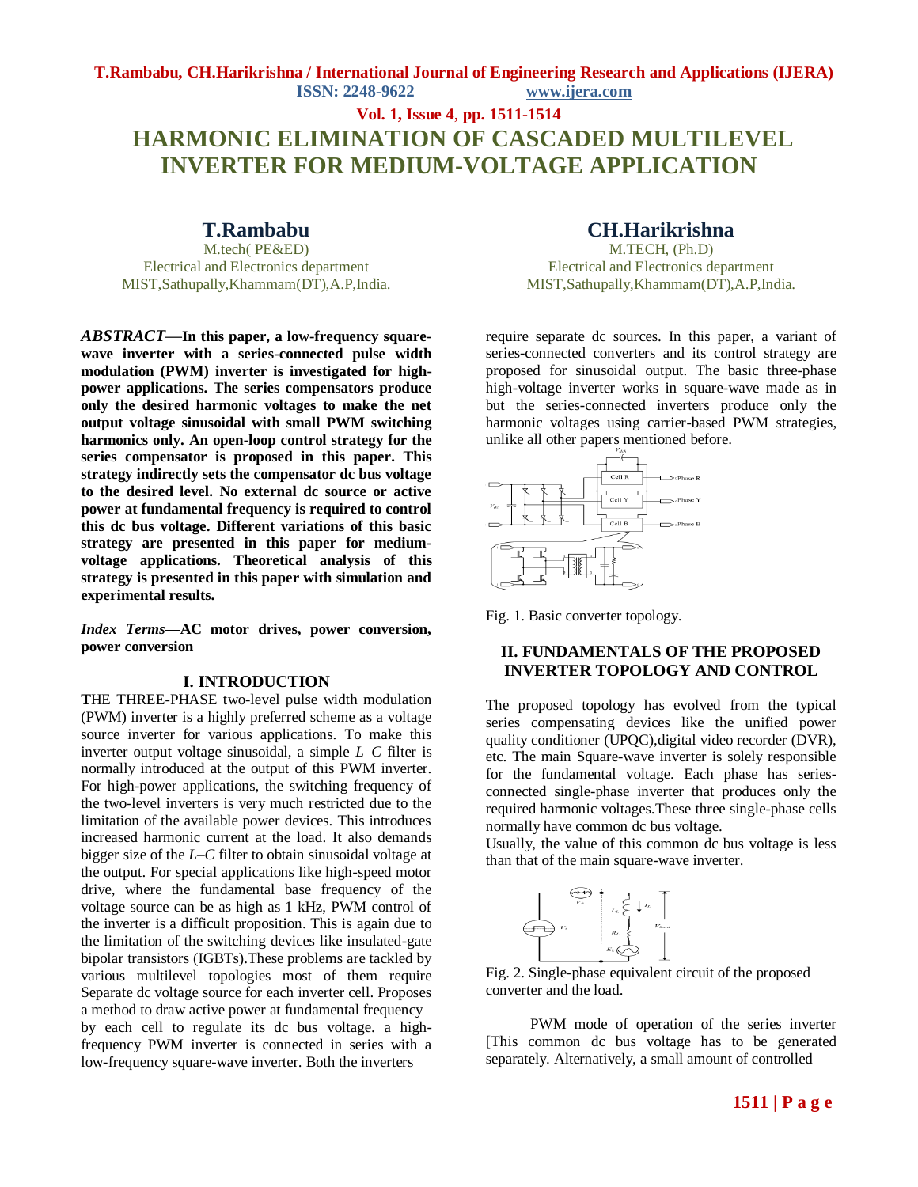# HARMONIC ELIMINATION OF CASCADED MULTILEVEL INVERTER FOR MEDIUM-VOLTAGE APPLICATION

**T.Rambabu**
M.tech( PE&ED)
Electrical and Electronics department
MIST,Sathupally,Khammam(DT),A.P,India.

**CH.Harikrishna**
M.TECH, (Ph.D)
Electrical and Electronics department
MIST,Sathupally,Khammam(DT),A.P,India.

***ABSTRACT*—In this paper, a low-frequency square-wave inverter with a series-connected pulse width modulation (PWM) inverter is investigated for high-power applications. The series compensators produce only the desired harmonic voltages to make the net output voltage sinusoidal with small PWM switching harmonics only. An open-loop control strategy for the series compensator is proposed in this paper. This strategy indirectly sets the compensator dc bus voltage to the desired level. No external dc source or active power at fundamental frequency is required to control this dc bus voltage. Different variations of this basic strategy are presented in this paper for medium-voltage applications. Theoretical analysis of this strategy is presented in this paper with simulation and experimental results.**

***Index Terms*—AC motor drives, power conversion, power conversion**

## I. INTRODUCTION

THE THREE-PHASE two-level pulse width modulation (PWM) inverter is a highly preferred scheme as a voltage source inverter for various applications. To make this inverter output voltage sinusoidal, a simple *L–C* filter is normally introduced at the output of this PWM inverter. For high-power applications, the switching frequency of the two-level inverters is very much restricted due to the limitation of the available power devices. This introduces increased harmonic current at the load. It also demands bigger size of the *L–C* filter to obtain sinusoidal voltage at the output. For special applications like high-speed motor drive, where the fundamental base frequency of the voltage source can be as high as 1 kHz, PWM control of the inverter is a difficult proposition. This is again due to the limitation of the switching devices like insulated-gate bipolar transistors (IGBTs).These problems are tackled by various multilevel topologies most of them require Separate dc voltage source for each inverter cell. Proposes a method to draw active power at fundamental frequency by each cell to regulate its dc bus voltage. a high-frequency PWM inverter is connected in series with a low-frequency square-wave inverter. Both the inverters require separate dc sources. In this paper, a variant of series-connected converters and its control strategy are proposed for sinusoidal output. The basic three-phase high-voltage inverter works in square-wave made as in but the series-connected inverters produce only the harmonic voltages using carrier-based PWM strategies, unlike all other papers mentioned before.

Fig. 1. Basic converter topology.

## II. FUNDAMENTALS OF THE PROPOSED INVERTER TOPOLOGY AND CONTROL

The proposed topology has evolved from the typical series compensating devices like the unified power quality conditioner (UPQC),digital video recorder (DVR), etc. The main Square-wave inverter is solely responsible for the fundamental voltage. Each phase has series-connected single-phase inverter that produces only the required harmonic voltages.These three single-phase cells normally have common dc bus voltage.
Usually, the value of this common dc bus voltage is less than that of the main square-wave inverter.

Fig. 2. Single-phase equivalent circuit of the proposed converter and the load.

PWM mode of operation of the series inverter [This common dc bus voltage has to be generated separately. Alternatively, a small amount of controlled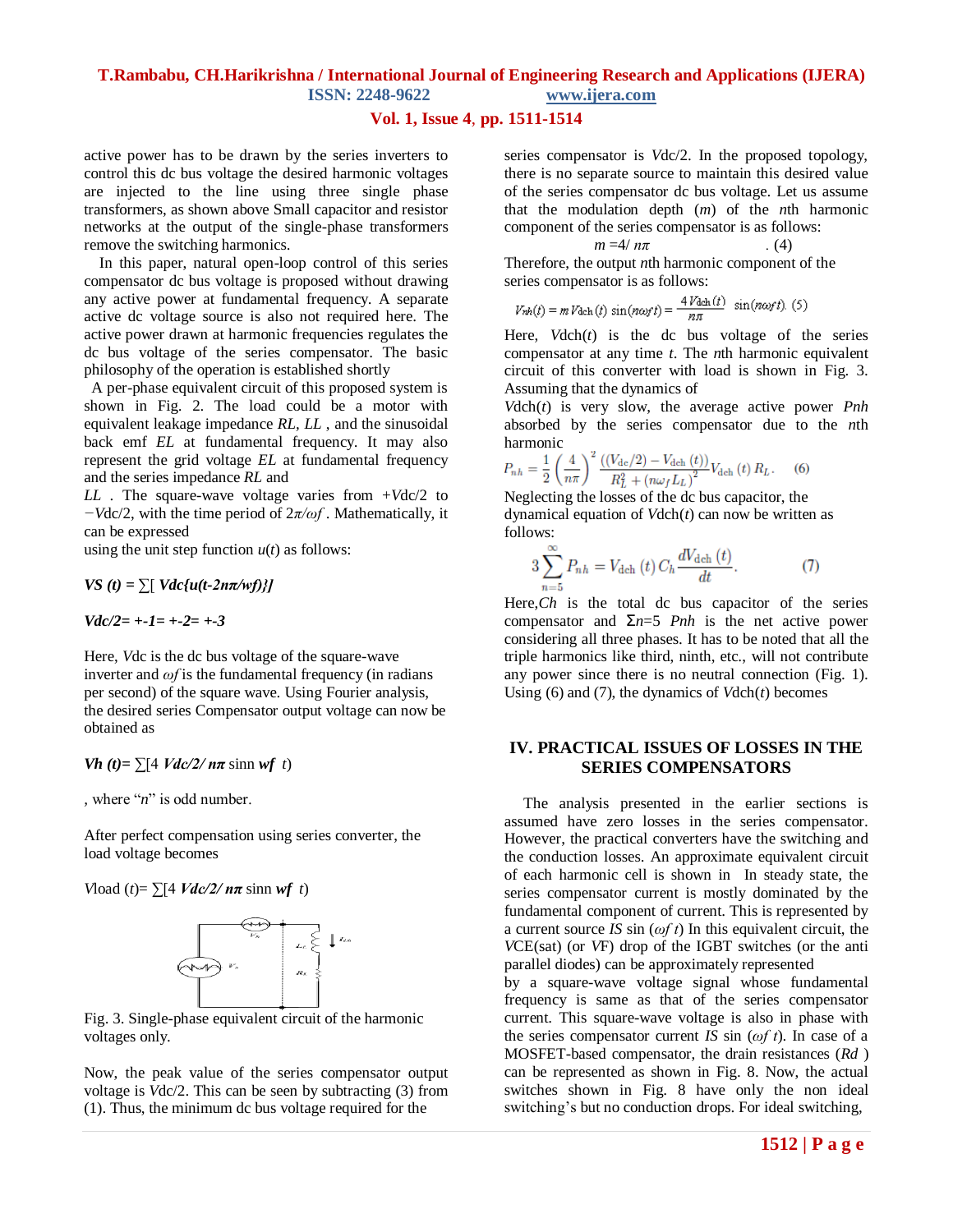active power has to be drawn by the series inverters to control this dc bus voltage the desired harmonic voltages are injected to the line using three single phase transformers, as shown above Small capacitor and resistor networks at the output of the single-phase transformers remove the switching harmonics.

In this paper, natural open-loop control of this series compensator dc bus voltage is proposed without drawing any active power at fundamental frequency. A separate active dc voltage source is also not required here. The active power drawn at harmonic frequencies regulates the dc bus voltage of the series compensator. The basic philosophy of the operation is established shortly

A per-phase equivalent circuit of this proposed system is shown in Fig. 2. The load could be a motor with equivalent leakage impedance *RL*, *LL* , and the sinusoidal back emf *EL* at fundamental frequency. It may also represent the grid voltage *EL* at fundamental frequency and the series impedance *RL* and

*LL* . The square-wave voltage varies from +*V*dc/2 to −*V*dc/2, with the time period of $2\pi/\omega f$ . Mathematically, it can be expressed

using the unit step function *u*(*t*) as follows:

***VS (t) =*** $\sum$[ ***Vdc{u(t-2nπ/wf)}]***

***Vdc/2= +-1= +-2= +-3***

Here, *V*dc is the dc bus voltage of the square-wave inverter and $\omega f$ is the fundamental frequency (in radians per second) of the square wave. Using Fourier analysis, the desired series Compensator output voltage can now be obtained as

***Vh (t)=*** $\sum$[4 ***Vdc/2/ nπ*** sinn ***wf*** *t*)

, where "*n*" is odd number.

After perfect compensation using series converter, the load voltage becomes

*V*load (*t*)= $\sum$[4 ***Vdc/2/ nπ*** sinn ***wf*** *t*)

Fig. 3. Single-phase equivalent circuit of the harmonic voltages only.

Now, the peak value of the series compensator output voltage is *V*dc/2. This can be seen by subtracting (3) from (1). Thus, the minimum dc bus voltage required for the series compensator is *V*dc/2. In the proposed topology, there is no separate source to maintain this desired value of the series compensator dc bus voltage. Let us assume that the modulation depth (*m*) of the *n*th harmonic component of the series compensator is as follows:

$$m = 4/n\pi \quad (4)$$

Therefore, the output *n*th harmonic component of the series compensator is as follows:

$$V_{nh}(t) = m\,V_{dch}(t)\,\sin(n\omega_f t) = \frac{4\,V_{dch}(t)}{n\pi}\,\sin(n\omega_f t). \quad (5)$$

Here, *V*dch(*t*) is the dc bus voltage of the series compensator at any time *t*. The *n*th harmonic equivalent circuit of this converter with load is shown in Fig. 3. Assuming that the dynamics of

*V*dch(*t*) is very slow, the average active power *Pnh* absorbed by the series compensator due to the *n*th harmonic

$$P_{nh} = \frac{1}{2}\left(\frac{4}{n\pi}\right)^2 \frac{((V_{dc}/2) - V_{dch}(t))}{R_L^2 + (n\omega_f L_L)^2} V_{dch}(t)\,R_L. \quad (6)$$

Neglecting the losses of the dc bus capacitor, the dynamical equation of *V*dch(*t*) can now be written as follows:

$$3\sum_{n=5}^{\infty} P_{nh} = V_{dch}(t)\,C_h\,\frac{dV_{dch}(t)}{dt}. \quad (7)$$

Here,*Ch* is the total dc bus capacitor of the series compensator and $\Sigma n=5$ *Pnh* is the net active power considering all three phases. It has to be noted that all the triple harmonics like third, ninth, etc., will not contribute any power since there is no neutral connection (Fig. 1). Using (6) and (7), the dynamics of *V*dch(*t*) becomes

## IV. PRACTICAL ISSUES OF LOSSES IN THE SERIES COMPENSATORS

The analysis presented in the earlier sections is assumed have zero losses in the series compensator. However, the practical converters have the switching and the conduction losses. An approximate equivalent circuit of each harmonic cell is shown in In steady state, the series compensator current is mostly dominated by the fundamental component of current. This is represented by a current source *IS* sin ($\omega f$ *t*) In this equivalent circuit, the *V*CE(sat) (or *V*F) drop of the IGBT switches (or the anti parallel diodes) can be approximately represented by a square-wave voltage signal whose fundamental frequency is same as that of the series compensator current. This square-wave voltage is also in phase with the series compensator current *IS* sin ($\omega f$ *t*). In case of a MOSFET-based compensator, the drain resistances (*Rd* ) can be represented as shown in Fig. 8. Now, the actual switches shown in Fig. 8 have only the non ideal switching's but no conduction drops. For ideal switching,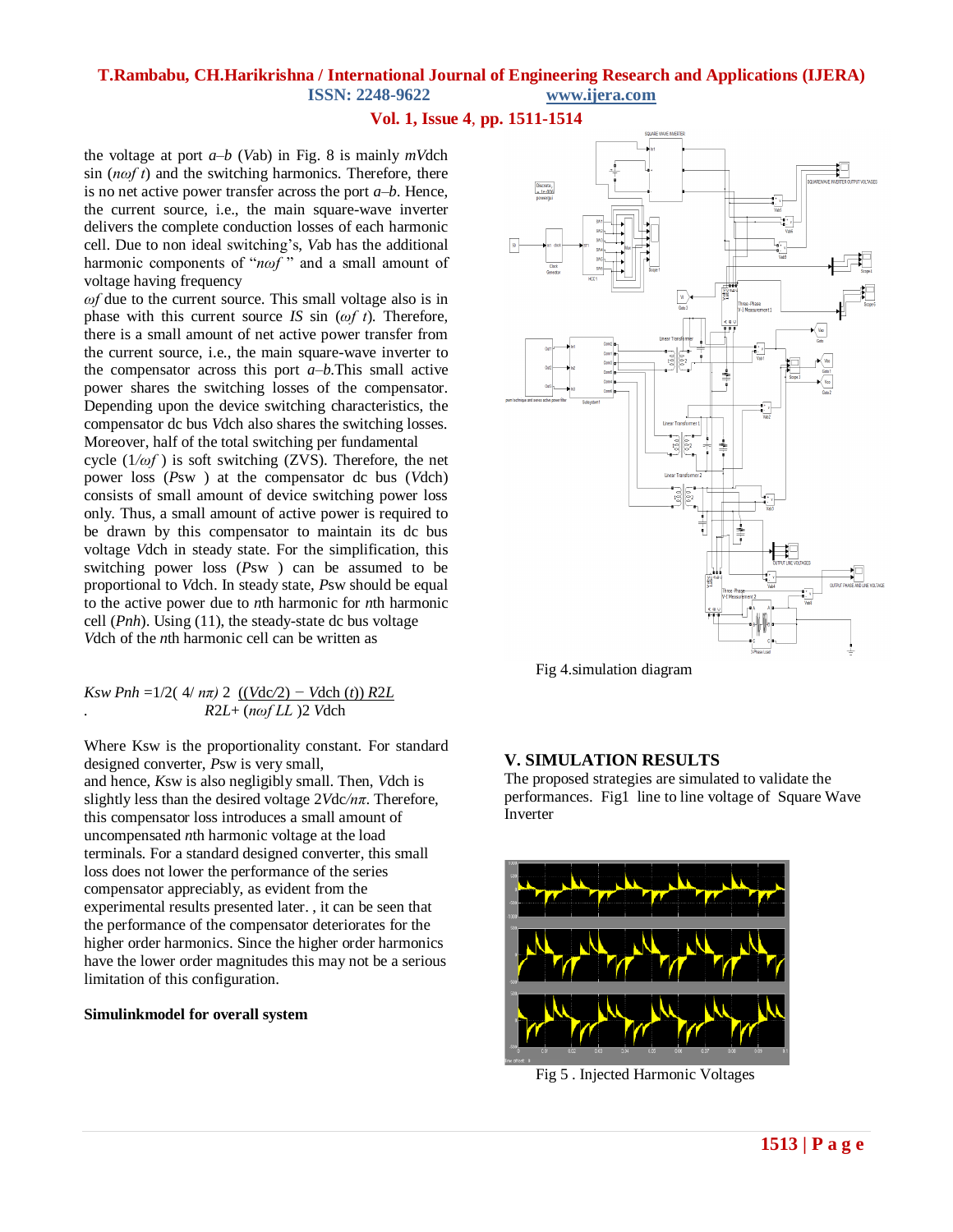the voltage at port $a$–$b$ ($V_{ab}$) in Fig. 8 is mainly $mV_{dch} \sin(n\omega f\, t)$ and the switching harmonics. Therefore, there is no net active power transfer across the port $a$–$b$. Hence, the current source, i.e., the main square-wave inverter delivers the complete conduction losses of each harmonic cell. Due to non ideal switching's, $V_{ab}$ has the additional harmonic components of "$n\omega f$" and a small amount of voltage having frequency $\omega f$ due to the current source. This small voltage also is in phase with this current source $I_S \sin(\omega f\, t)$. Therefore, there is a small amount of net active power transfer from the current source, i.e., the main square-wave inverter to the compensator across this port $a$–$b$.This small active power shares the switching losses of the compensator. Depending upon the device switching characteristics, the compensator dc bus $V_{dch}$ also shares the switching losses. Moreover, half of the total switching per fundamental cycle ($1/\omega f$) is soft switching (ZVS). Therefore, the net power loss ($P_{sw}$) at the compensator dc bus ($V_{dch}$) consists of small amount of device switching power loss only. Thus, a small amount of active power is required to be drawn by this compensator to maintain its dc bus voltage $V_{dch}$ in steady state. For the simplification, this switching power loss ($P_{sw}$) can be assumed to be proportional to $V_{dch}$. In steady state, $P_{sw}$ should be equal to the active power due to $n$th harmonic for $n$th harmonic cell ($P_{nh}$). Using (11), the steady-state dc bus voltage $V_{dch}$ of the $n$th harmonic cell can be written as

$$K_{sw} P_{nh} = \frac{1}{2}\left(\frac{4}{n\pi}\right)^2 \frac{((V_{dc}/2) - V_{dch}(t))\, R_{2L}}{R_{2L} + (n\omega f\, L_L)^2}\, V_{dch}$$

Where Ksw is the proportionality constant. For standard designed converter, $P_{sw}$ is very small, and hence, $K_{sw}$ is also negligibly small. Then, $V_{dch}$ is slightly less than the desired voltage $2V_{dc}/n\pi$. Therefore, this compensator loss introduces a small amount of uncompensated $n$th harmonic voltage at the load terminals. For a standard designed converter, this small loss does not lower the performance of the series compensator appreciably, as evident from the experimental results presented later. , it can be seen that the performance of the compensator deteriorates for the higher order harmonics. Since the higher order harmonics have the lower order magnitudes this may not be a serious limitation of this configuration.

**Simulinkmodel for overall system**

Fig 4.simulation diagram

## V. SIMULATION RESULTS

The proposed strategies are simulated to validate the performances. Fig1 line to line voltage of Square Wave Inverter

Fig 5 . Injected Harmonic Voltages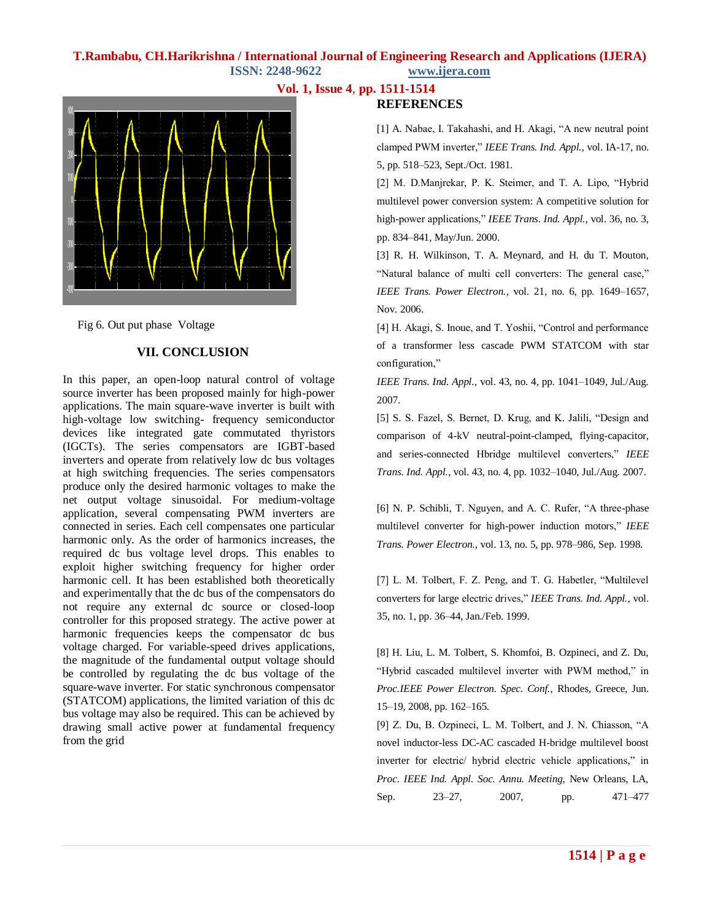400
300
200
100
0
-100
-200
-300
-400

Fig 6. Out put phase Voltage

## VII. CONCLUSION

In this paper, an open-loop natural control of voltage source inverter has been proposed mainly for high-power applications. The main square-wave inverter is built with high-voltage low switching- frequency semiconductor devices like integrated gate commutated thyristors (IGCTs). The series compensators are IGBT-based inverters and operate from relatively low dc bus voltages at high switching frequencies. The series compensators produce only the desired harmonic voltages to make the net output voltage sinusoidal. For medium-voltage application, several compensating PWM inverters are connected in series. Each cell compensates one particular harmonic only. As the order of harmonics increases, the required dc bus voltage level drops. This enables to exploit higher switching frequency for higher order harmonic cell. It has been established both theoretically and experimentally that the dc bus of the compensators do not require any external dc source or closed-loop controller for this proposed strategy. The active power at harmonic frequencies keeps the compensator dc bus voltage charged. For variable-speed drives applications, the magnitude of the fundamental output voltage should be controlled by regulating the dc bus voltage of the square-wave inverter. For static synchronous compensator (STATCOM) applications, the limited variation of this dc bus voltage may also be required. This can be achieved by drawing small active power at fundamental frequency from the grid

## REFERENCES

[1] A. Nabae, I. Takahashi, and H. Akagi, "A new neutral point clamped PWM inverter," *IEEE Trans. Ind. Appl.*, vol. IA-17, no. 5, pp. 518–523, Sept./Oct. 1981.

[2] M. D.Manjrekar, P. K. Steimer, and T. A. Lipo, "Hybrid multilevel power conversion system: A competitive solution for high-power applications," *IEEE Trans. Ind. Appl.*, vol. 36, no. 3, pp. 834–841, May/Jun. 2000.

[3] R. H. Wilkinson, T. A. Meynard, and H. du T. Mouton, "Natural balance of multi cell converters: The general case," *IEEE Trans. Power Electron.*, vol. 21, no. 6, pp. 1649–1657, Nov. 2006.

[4] H. Akagi, S. Inoue, and T. Yoshii, "Control and performance of a transformer less cascade PWM STATCOM with star configuration,"
*IEEE Trans. Ind. Appl.*, vol. 43, no. 4, pp. 1041–1049, Jul./Aug. 2007.

[5] S. S. Fazel, S. Bernet, D. Krug, and K. Jalili, "Design and comparison of 4-kV neutral-point-clamped, flying-capacitor, and series-connected Hbridge multilevel converters," *IEEE Trans. Ind. Appl.*, vol. 43, no. 4, pp. 1032–1040, Jul./Aug. 2007.

[6] N. P. Schibli, T. Nguyen, and A. C. Rufer, "A three-phase multilevel converter for high-power induction motors," *IEEE Trans. Power Electron.*, vol. 13, no. 5, pp. 978–986, Sep. 1998.

[7] L. M. Tolbert, F. Z. Peng, and T. G. Habetler, "Multilevel converters for large electric drives," *IEEE Trans. Ind. Appl.*, vol. 35, no. 1, pp. 36–44, Jan./Feb. 1999.

[8] H. Liu, L. M. Tolbert, S. Khomfoi, B. Ozpineci, and Z. Du, "Hybrid cascaded multilevel inverter with PWM method," in *Proc.IEEE Power Electron. Spec. Conf.*, Rhodes, Greece, Jun. 15–19, 2008, pp. 162–165.

[9] Z. Du, B. Ozpineci, L. M. Tolbert, and J. N. Chiasson, "A novel inductor-less DC-AC cascaded H-bridge multilevel boost inverter for electric/ hybrid electric vehicle applications," in *Proc. IEEE Ind. Appl. Soc. Annu. Meeting*, New Orleans, LA, Sep. 23–27, 2007, pp. 471–477